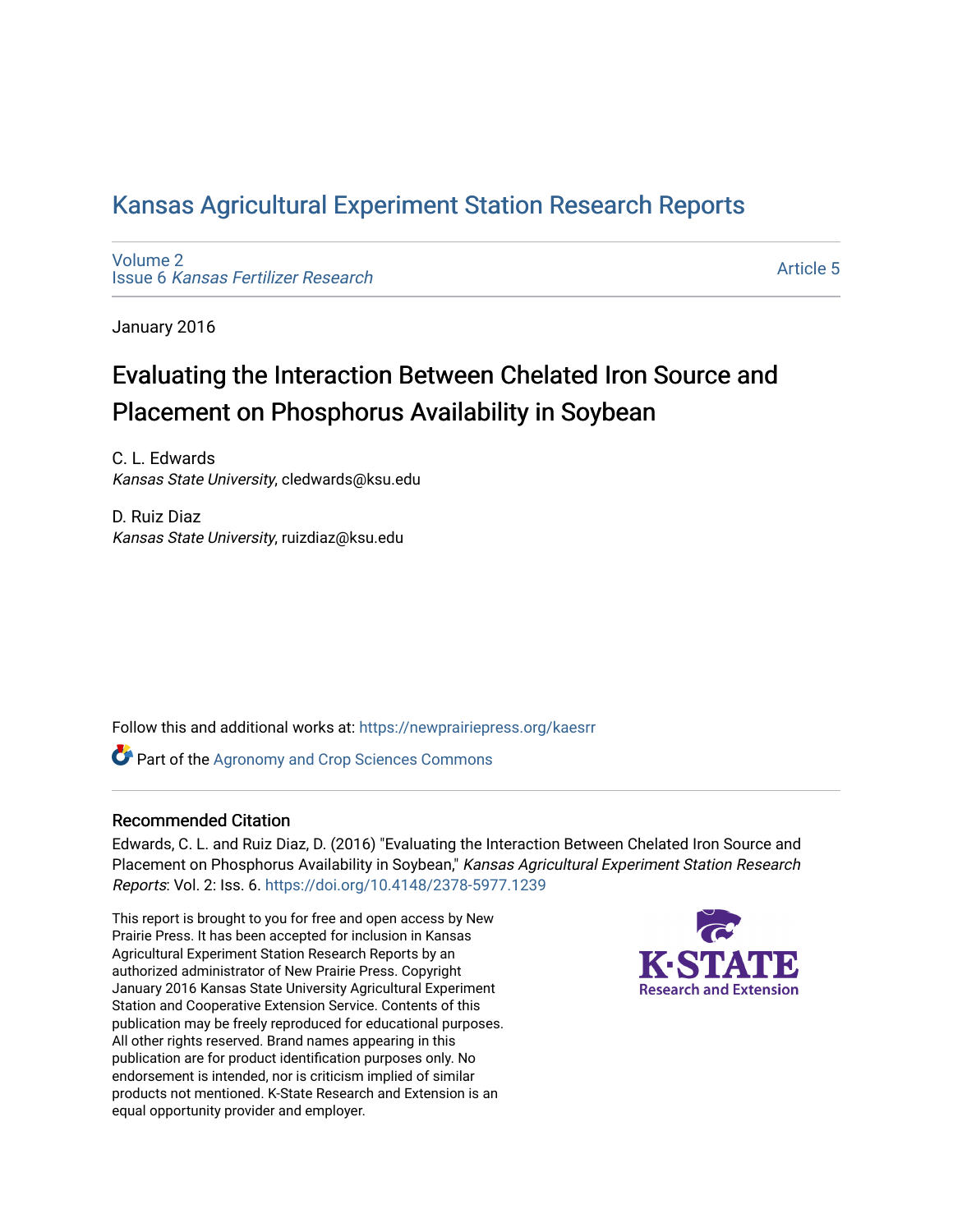# Kansas Agricultural Experiment Station Research Reports

Volume 2
Issue 6 *Kansas Fertilizer Research*

Article 5

January 2016

## Evaluating the Interaction Between Chelated Iron Source and Placement on Phosphorus Availability in Soybean

C. L. Edwards
*Kansas State University*, cledwards@ksu.edu

D. Ruiz Diaz
*Kansas State University*, ruizdiaz@ksu.edu

Follow this and additional works at: https://newprairiepress.org/kaesrr

Part of the Agronomy and Crop Sciences Commons

### Recommended Citation

Edwards, C. L. and Ruiz Diaz, D. (2016) "Evaluating the Interaction Between Chelated Iron Source and Placement on Phosphorus Availability in Soybean," *Kansas Agricultural Experiment Station Research Reports*: Vol. 2: Iss. 6. https://doi.org/10.4148/2378-5977.1239

This report is brought to you for free and open access by New Prairie Press. It has been accepted for inclusion in Kansas Agricultural Experiment Station Research Reports by an authorized administrator of New Prairie Press. Copyright January 2016 Kansas State University Agricultural Experiment Station and Cooperative Extension Service. Contents of this publication may be freely reproduced for educational purposes. All other rights reserved. Brand names appearing in this publication are for product identification purposes only. No endorsement is intended, nor is criticism implied of similar products not mentioned. K-State Research and Extension is an equal opportunity provider and employer.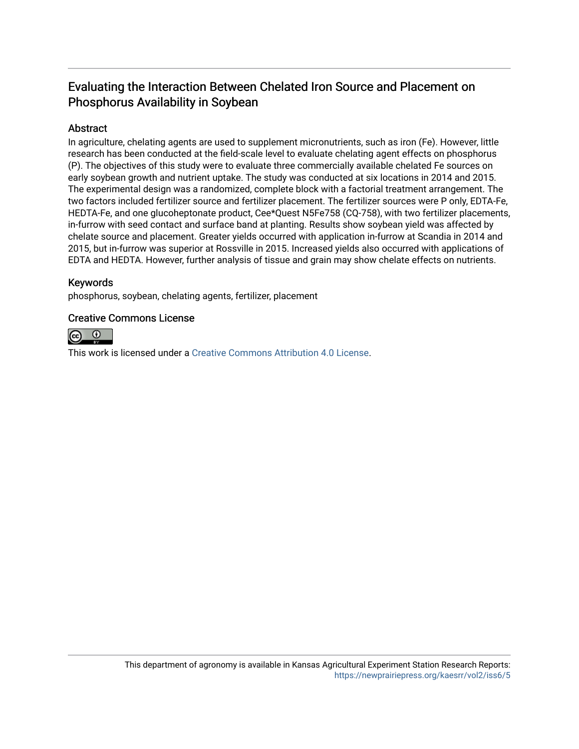## Evaluating the Interaction Between Chelated Iron Source and Placement on Phosphorus Availability in Soybean

### Abstract

In agriculture, chelating agents are used to supplement micronutrients, such as iron (Fe). However, little research has been conducted at the field-scale level to evaluate chelating agent effects on phosphorus (P). The objectives of this study were to evaluate three commercially available chelated Fe sources on early soybean growth and nutrient uptake. The study was conducted at six locations in 2014 and 2015. The experimental design was a randomized, complete block with a factorial treatment arrangement. The two factors included fertilizer source and fertilizer placement. The fertilizer sources were P only, EDTA-Fe, HEDTA-Fe, and one glucoheptonate product, Cee*Quest N5Fe758 (CQ-758), with two fertilizer placements, in-furrow with seed contact and surface band at planting. Results show soybean yield was affected by chelate source and placement. Greater yields occurred with application in-furrow at Scandia in 2014 and 2015, but in-furrow was superior at Rossville in 2015. Increased yields also occurred with applications of EDTA and HEDTA. However, further analysis of tissue and grain may show chelate effects on nutrients.

### Keywords

phosphorus, soybean, chelating agents, fertilizer, placement

### Creative Commons License

This work is licensed under a Creative Commons Attribution 4.0 License.

This department of agronomy is available in Kansas Agricultural Experiment Station Research Reports: https://newprairiepress.org/kaesrr/vol2/iss6/5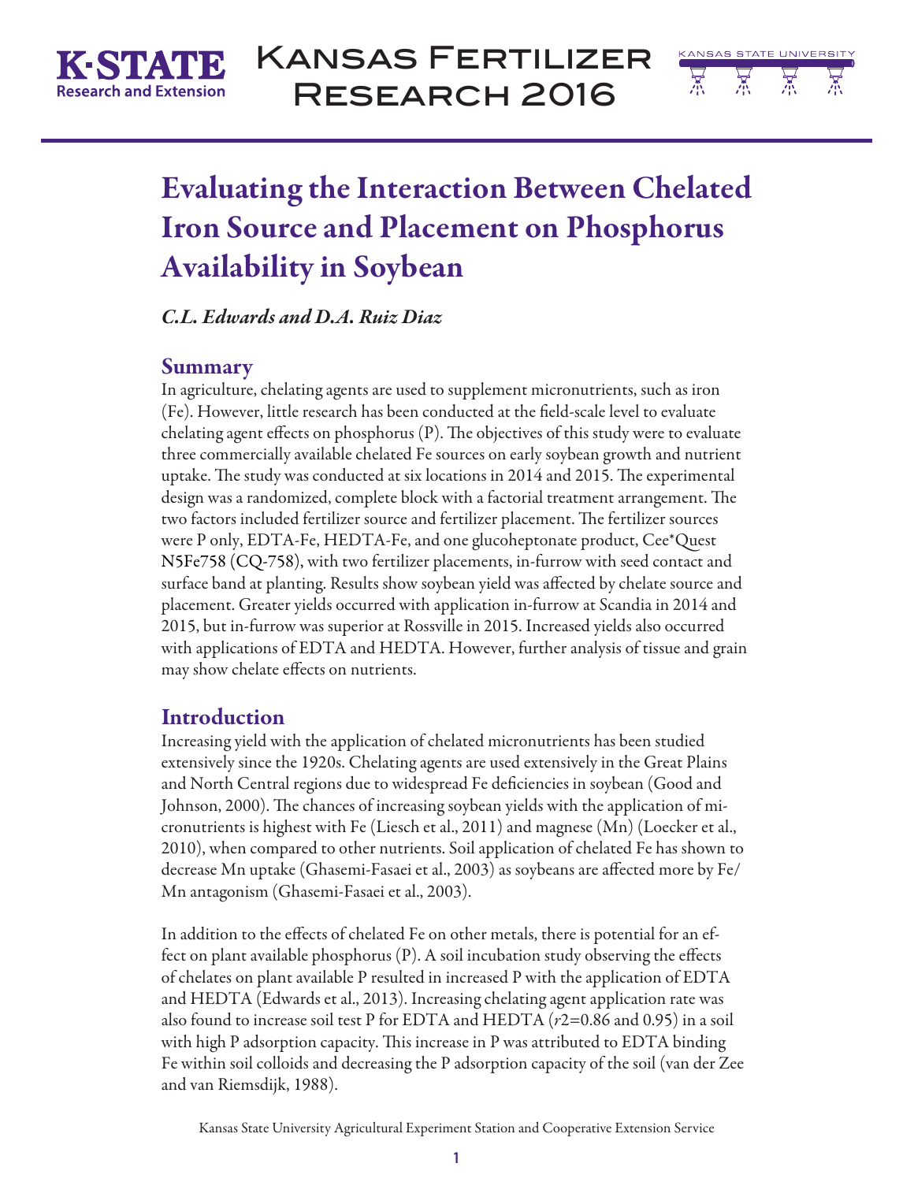# Evaluating the Interaction Between Chelated Iron Source and Placement on Phosphorus Availability in Soybean

*C.L. Edwards and D.A. Ruiz Diaz*

## Summary

In agriculture, chelating agents are used to supplement micronutrients, such as iron (Fe). However, little research has been conducted at the field-scale level to evaluate chelating agent effects on phosphorus (P). The objectives of this study were to evaluate three commercially available chelated Fe sources on early soybean growth and nutrient uptake. The study was conducted at six locations in 2014 and 2015. The experimental design was a randomized, complete block with a factorial treatment arrangement. The two factors included fertilizer source and fertilizer placement. The fertilizer sources were P only, EDTA-Fe, HEDTA-Fe, and one glucoheptonate product, Cee*Quest N5Fe758 (CQ-758), with two fertilizer placements, in-furrow with seed contact and surface band at planting. Results show soybean yield was affected by chelate source and placement. Greater yields occurred with application in-furrow at Scandia in 2014 and 2015, but in-furrow was superior at Rossville in 2015. Increased yields also occurred with applications of EDTA and HEDTA. However, further analysis of tissue and grain may show chelate effects on nutrients.

## Introduction

Increasing yield with the application of chelated micronutrients has been studied extensively since the 1920s. Chelating agents are used extensively in the Great Plains and North Central regions due to widespread Fe deficiencies in soybean (Good and Johnson, 2000). The chances of increasing soybean yields with the application of micronutrients is highest with Fe (Liesch et al., 2011) and magnese (Mn) (Loecker et al., 2010), when compared to other nutrients. Soil application of chelated Fe has shown to decrease Mn uptake (Ghasemi-Fasaei et al., 2003) as soybeans are affected more by Fe/Mn antagonism (Ghasemi-Fasaei et al., 2003).

In addition to the effects of chelated Fe on other metals, there is potential for an effect on plant available phosphorus (P). A soil incubation study observing the effects of chelates on plant available P resulted in increased P with the application of EDTA and HEDTA (Edwards et al., 2013). Increasing chelating agent application rate was also found to increase soil test P for EDTA and HEDTA ($r2$=0.86 and 0.95) in a soil with high P adsorption capacity. This increase in P was attributed to EDTA binding Fe within soil colloids and decreasing the P adsorption capacity of the soil (van der Zee and van Riemsdijk, 1988).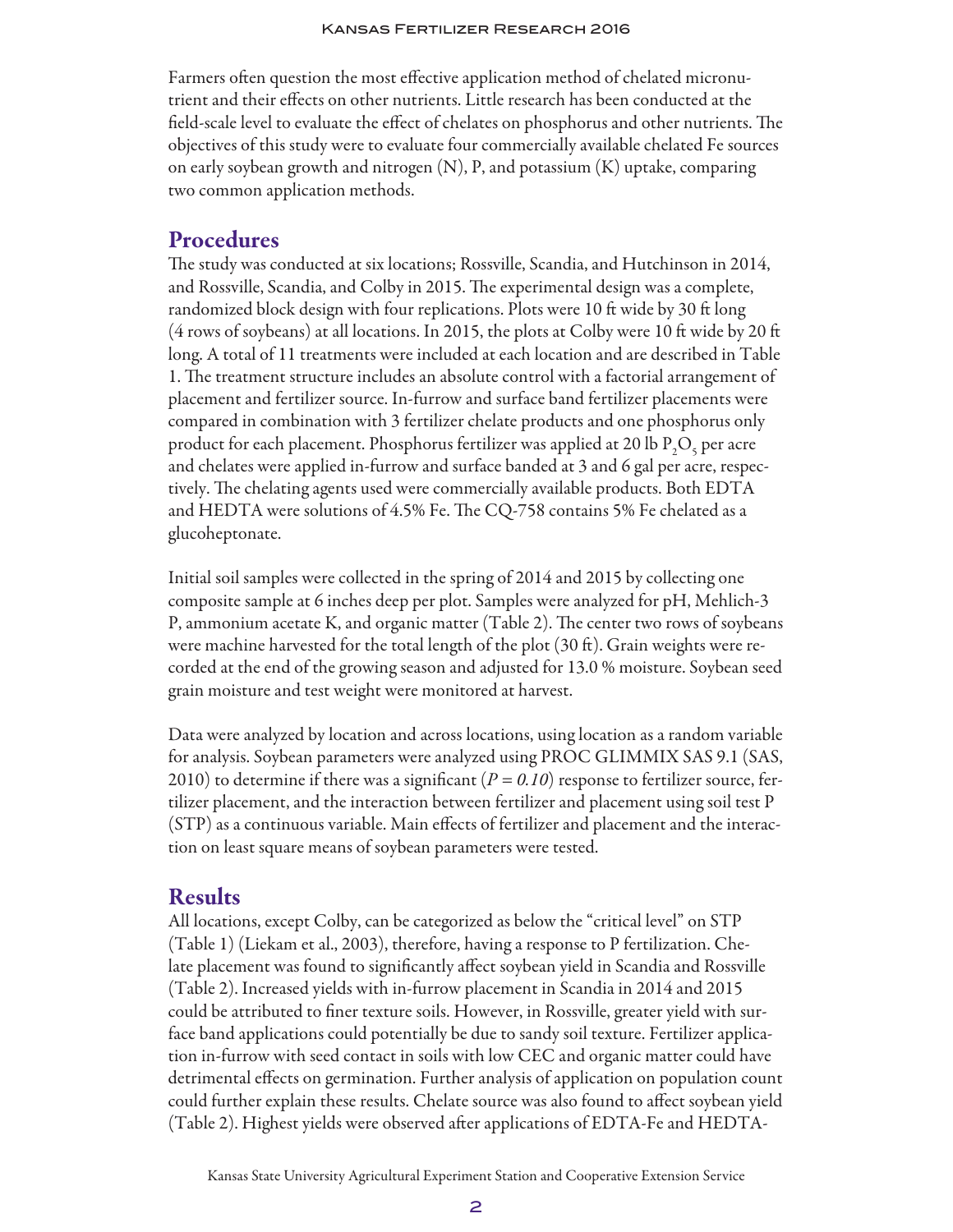Farmers often question the most effective application method of chelated micronutrient and their effects on other nutrients. Little research has been conducted at the field-scale level to evaluate the effect of chelates on phosphorus and other nutrients. The objectives of this study were to evaluate four commercially available chelated Fe sources on early soybean growth and nitrogen (N), P, and potassium (K) uptake, comparing two common application methods.

## Procedures

The study was conducted at six locations; Rossville, Scandia, and Hutchinson in 2014, and Rossville, Scandia, and Colby in 2015. The experimental design was a complete, randomized block design with four replications. Plots were 10 ft wide by 30 ft long (4 rows of soybeans) at all locations. In 2015, the plots at Colby were 10 ft wide by 20 ft long. A total of 11 treatments were included at each location and are described in Table 1. The treatment structure includes an absolute control with a factorial arrangement of placement and fertilizer source. In-furrow and surface band fertilizer placements were compared in combination with 3 fertilizer chelate products and one phosphorus only product for each placement. Phosphorus fertilizer was applied at 20 lb $P_2O_5$ per acre and chelates were applied in-furrow and surface banded at 3 and 6 gal per acre, respectively. The chelating agents used were commercially available products. Both EDTA and HEDTA were solutions of 4.5% Fe. The CQ-758 contains 5% Fe chelated as a glucoheptonate.

Initial soil samples were collected in the spring of 2014 and 2015 by collecting one composite sample at 6 inches deep per plot. Samples were analyzed for pH, Mehlich-3 P, ammonium acetate K, and organic matter (Table 2). The center two rows of soybeans were machine harvested for the total length of the plot (30 ft). Grain weights were recorded at the end of the growing season and adjusted for 13.0 % moisture. Soybean seed grain moisture and test weight were monitored at harvest.

Data were analyzed by location and across locations, using location as a random variable for analysis. Soybean parameters were analyzed using PROC GLIMMIX SAS 9.1 (SAS, 2010) to determine if there was a significant (*P = 0.10*) response to fertilizer source, fertilizer placement, and the interaction between fertilizer and placement using soil test P (STP) as a continuous variable. Main effects of fertilizer and placement and the interaction on least square means of soybean parameters were tested.

## Results

All locations, except Colby, can be categorized as below the "critical level" on STP (Table 1) (Liekam et al., 2003), therefore, having a response to P fertilization. Chelate placement was found to significantly affect soybean yield in Scandia and Rossville (Table 2). Increased yields with in-furrow placement in Scandia in 2014 and 2015 could be attributed to finer texture soils. However, in Rossville, greater yield with surface band applications could potentially be due to sandy soil texture. Fertilizer application in-furrow with seed contact in soils with low CEC and organic matter could have detrimental effects on germination. Further analysis of application on population count could further explain these results. Chelate source was also found to affect soybean yield (Table 2). Highest yields were observed after applications of EDTA-Fe and HEDTA-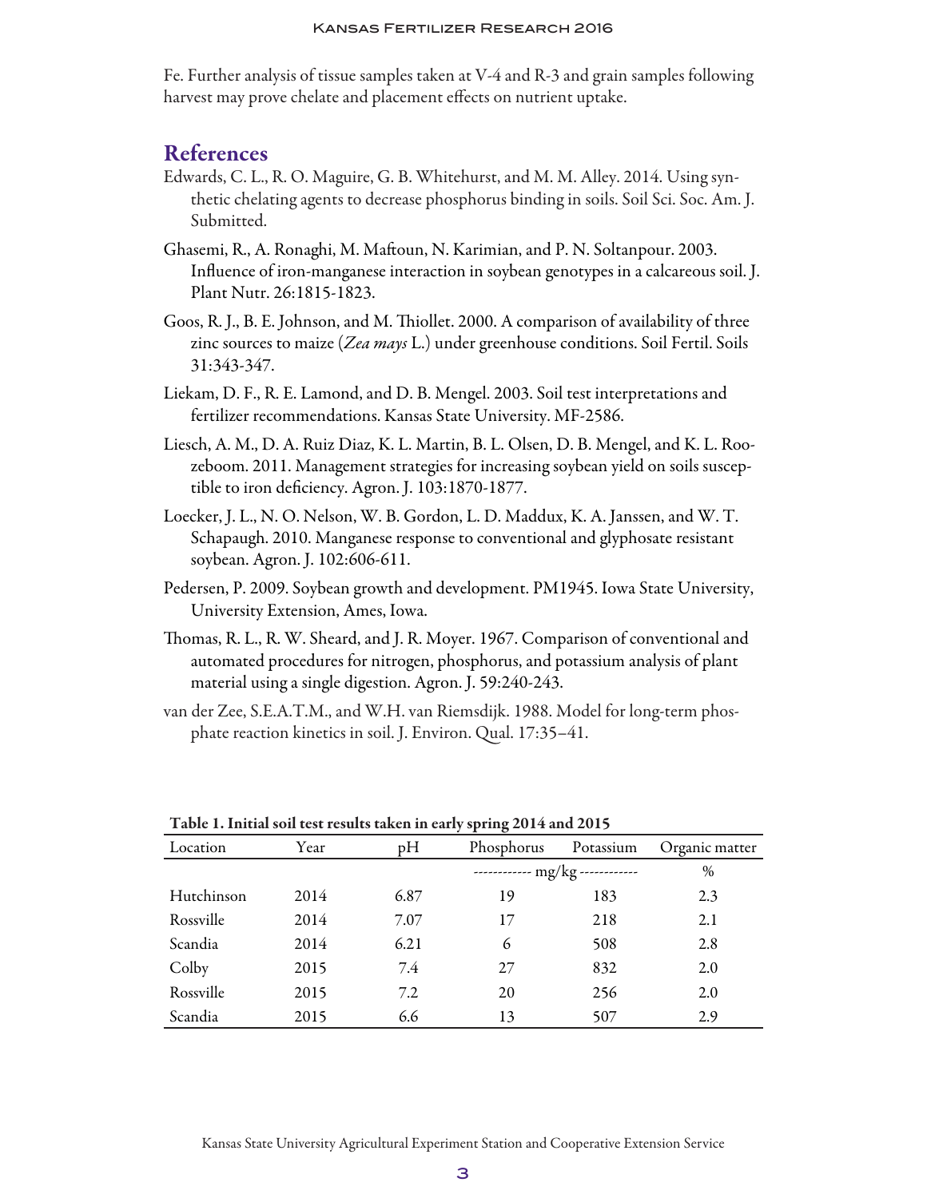Fe. Further analysis of tissue samples taken at V-4 and R-3 and grain samples following harvest may prove chelate and placement effects on nutrient uptake.

## References

Edwards, C. L., R. O. Maguire, G. B. Whitehurst, and M. M. Alley. 2014. Using synthetic chelating agents to decrease phosphorus binding in soils. Soil Sci. Soc. Am. J. Submitted.

Ghasemi, R., A. Ronaghi, M. Maftoun, N. Karimian, and P. N. Soltanpour. 2003. Influence of iron-manganese interaction in soybean genotypes in a calcareous soil. J. Plant Nutr. 26:1815-1823.

Goos, R. J., B. E. Johnson, and M. Thiollet. 2000. A comparison of availability of three zinc sources to maize (*Zea mays* L.) under greenhouse conditions. Soil Fertil. Soils 31:343-347.

Liekam, D. F., R. E. Lamond, and D. B. Mengel. 2003. Soil test interpretations and fertilizer recommendations. Kansas State University. MF-2586.

Liesch, A. M., D. A. Ruiz Diaz, K. L. Martin, B. L. Olsen, D. B. Mengel, and K. L. Roozeboom. 2011. Management strategies for increasing soybean yield on soils susceptible to iron deficiency. Agron. J. 103:1870-1877.

Loecker, J. L., N. O. Nelson, W. B. Gordon, L. D. Maddux, K. A. Janssen, and W. T. Schapaugh. 2010. Manganese response to conventional and glyphosate resistant soybean. Agron. J. 102:606-611.

Pedersen, P. 2009. Soybean growth and development. PM1945. Iowa State University, University Extension, Ames, Iowa.

Thomas, R. L., R. W. Sheard, and J. R. Moyer. 1967. Comparison of conventional and automated procedures for nitrogen, phosphorus, and potassium analysis of plant material using a single digestion. Agron. J. 59:240-243.

van der Zee, S.E.A.T.M., and W.H. van Riemsdijk. 1988. Model for long-term phosphate reaction kinetics in soil. J. Environ. Qual. 17:35–41.

**Table 1. Initial soil test results taken in early spring 2014 and 2015**

| Location | Year | pH | Phosphorus | Potassium | Organic matter |
|---|---|---|---|---|---|
| | | | mg/kg | | % |
| Hutchinson | 2014 | 6.87 | 19 | 183 | 2.3 |
| Rossville | 2014 | 7.07 | 17 | 218 | 2.1 |
| Scandia | 2014 | 6.21 | 6 | 508 | 2.8 |
| Colby | 2015 | 7.4 | 27 | 832 | 2.0 |
| Rossville | 2015 | 7.2 | 20 | 256 | 2.0 |
| Scandia | 2015 | 6.6 | 13 | 507 | 2.9 |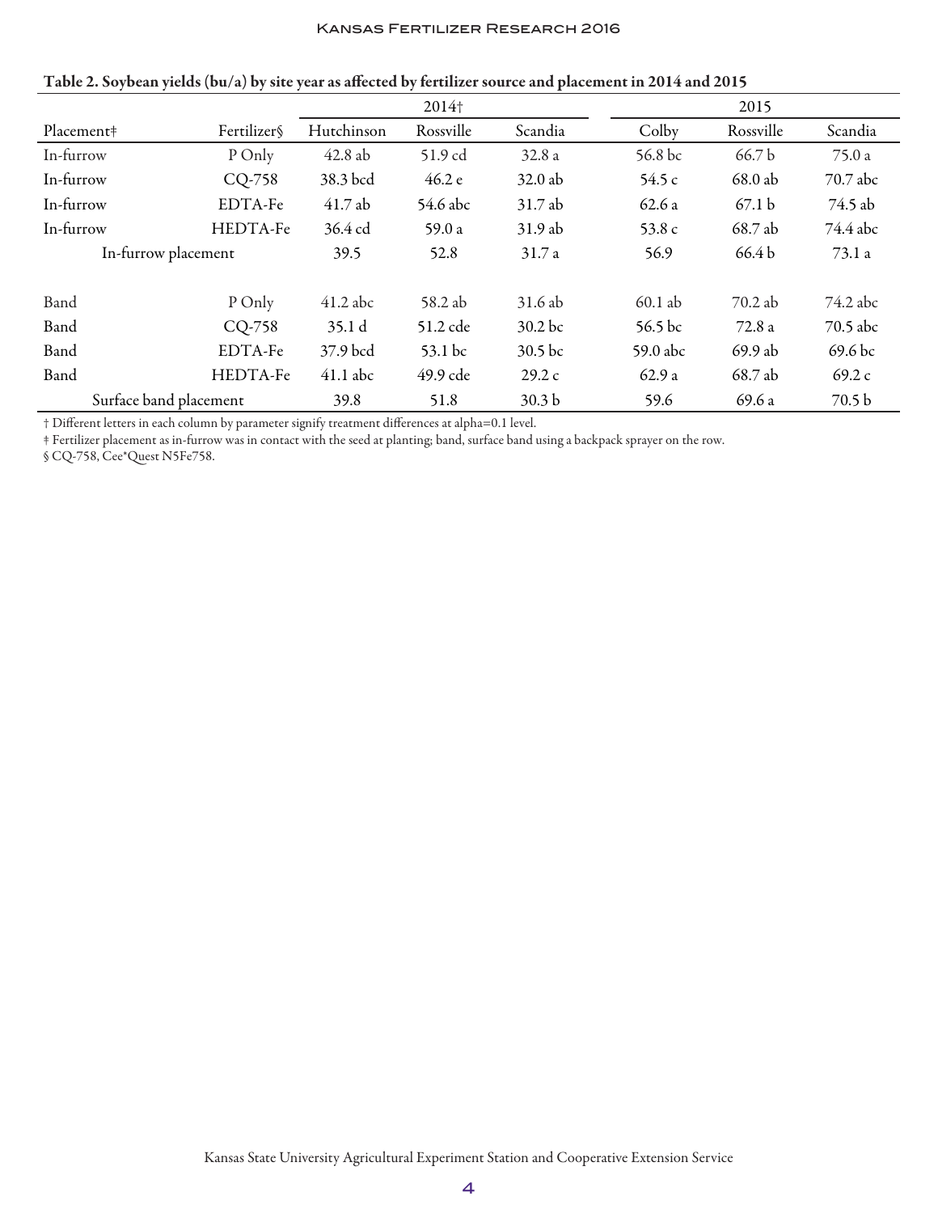**Table 2. Soybean yields (bu/a) by site year as affected by fertilizer source and placement in 2014 and 2015**

| | | 2014† | | | 2015 | | |
|---|---|---|---|---|---|---|---|
| Placement‡ | Fertilizer§ | Hutchinson | Rossville | Scandia | Colby | Rossville | Scandia |
| In-furrow | P Only | 42.8 ab | 51.9 cd | 32.8 a | 56.8 bc | 66.7 b | 75.0 a |
| In-furrow | CQ-758 | 38.3 bcd | 46.2 e | 32.0 ab | 54.5 c | 68.0 ab | 70.7 abc |
| In-furrow | EDTA-Fe | 41.7 ab | 54.6 abc | 31.7 ab | 62.6 a | 67.1 b | 74.5 ab |
| In-furrow | HEDTA-Fe | 36.4 cd | 59.0 a | 31.9 ab | 53.8 c | 68.7 ab | 74.4 abc |
| In-furrow placement | | 39.5 | 52.8 | 31.7 a | 56.9 | 66.4 b | 73.1 a |
| | | | | | | | |
| Band | P Only | 41.2 abc | 58.2 ab | 31.6 ab | 60.1 ab | 70.2 ab | 74.2 abc |
| Band | CQ-758 | 35.1 d | 51.2 cde | 30.2 bc | 56.5 bc | 72.8 a | 70.5 abc |
| Band | EDTA-Fe | 37.9 bcd | 53.1 bc | 30.5 bc | 59.0 abc | 69.9 ab | 69.6 bc |
| Band | HEDTA-Fe | 41.1 abc | 49.9 cde | 29.2 c | 62.9 a | 68.7 ab | 69.2 c |
| Surface band placement | | 39.8 | 51.8 | 30.3 b | 59.6 | 69.6 a | 70.5 b |

† Different letters in each column by parameter signify treatment differences at alpha=0.1 level.

‡ Fertilizer placement as in-furrow was in contact with the seed at planting; band, surface band using a backpack sprayer on the row.

§ CQ-758, Cee*Quest N5Fe758.